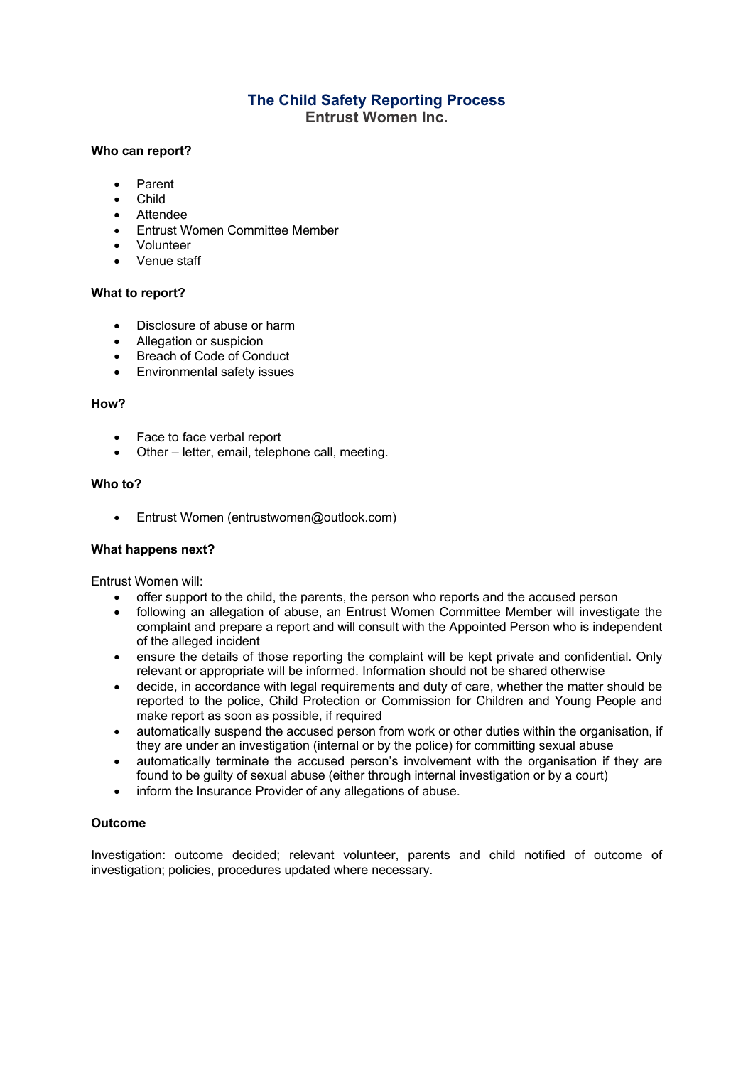# The Child Safety Reporting Process

## Entrust Women Inc.

**Who can report?**

- Parent
- Child
- Attendee
- Entrust Women Committee Member
- Volunteer
- Venue staff

**What to report?**

- Disclosure of abuse or harm
- Allegation or suspicion
- Breach of Code of Conduct
- Environmental safety issues

**How?**

- Face to face verbal report
- Other – letter, email, telephone call, meeting.

**Who to?**

- Entrust Women (entrustwomen@outlook.com)

**What happens next?**

Entrust Women will:

- offer support to the child, the parents, the person who reports and the accused person
- following an allegation of abuse, an Entrust Women Committee Member will investigate the complaint and prepare a report and will consult with the Appointed Person who is independent of the alleged incident
- ensure the details of those reporting the complaint will be kept private and confidential. Only relevant or appropriate will be informed. Information should not be shared otherwise
- decide, in accordance with legal requirements and duty of care, whether the matter should be reported to the police, Child Protection or Commission for Children and Young People and make report as soon as possible, if required
- automatically suspend the accused person from work or other duties within the organisation, if they are under an investigation (internal or by the police) for committing sexual abuse
- automatically terminate the accused person's involvement with the organisation if they are found to be guilty of sexual abuse (either through internal investigation or by a court)
- inform the Insurance Provider of any allegations of abuse.

**Outcome**

Investigation: outcome decided; relevant volunteer, parents and child notified of outcome of investigation; policies, procedures updated where necessary.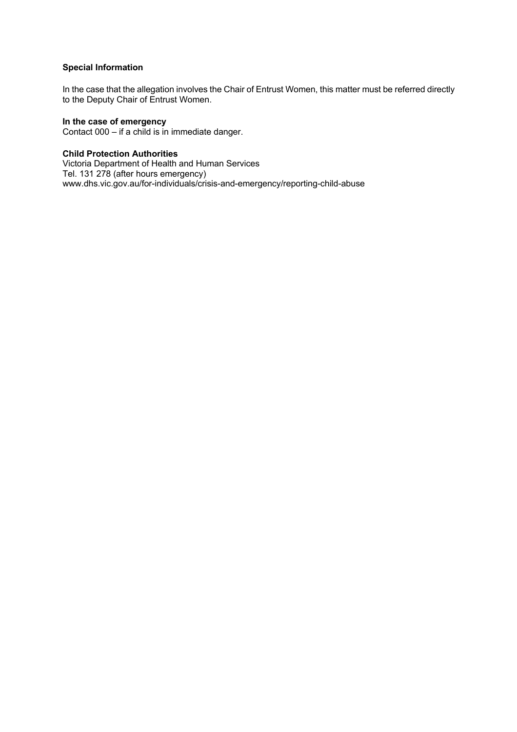**Special Information**

In the case that the allegation involves the Chair of Entrust Women, this matter must be referred directly to the Deputy Chair of Entrust Women.

**In the case of emergency**
Contact 000 – if a child is in immediate danger.

**Child Protection Authorities**
Victoria Department of Health and Human Services
Tel. 131 278 (after hours emergency)
www.dhs.vic.gov.au/for-individuals/crisis-and-emergency/reporting-child-abuse